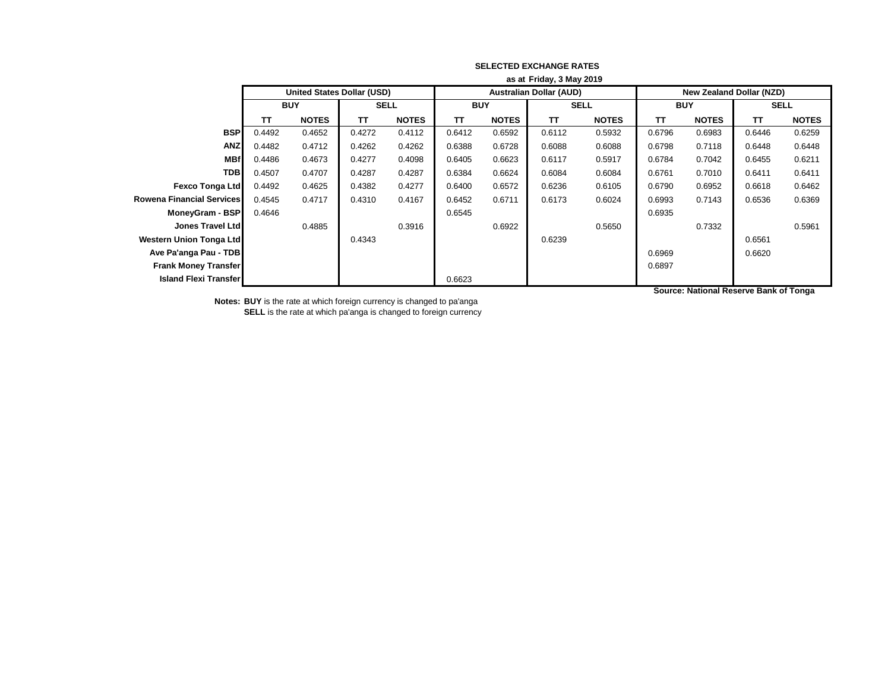**SELECTED EXCHANGE RATES**

**as at Friday, 3 May 2019**

| | United States Dollar (USD) | | | | Australian Dollar (AUD) | | | | New Zealand Dollar (NZD) | | | |
|---|---|---|---|---|---|---|---|---|---|---|---|---|
| | BUY | | SELL | | BUY | | SELL | | BUY | | SELL | |
| | TT | NOTES | TT | NOTES | TT | NOTES | TT | NOTES | TT | NOTES | TT | NOTES |
| **BSP** | 0.4492 | 0.4652 | 0.4272 | 0.4112 | 0.6412 | 0.6592 | 0.6112 | 0.5932 | 0.6796 | 0.6983 | 0.6446 | 0.6259 |
| **ANZ** | 0.4482 | 0.4712 | 0.4262 | 0.4262 | 0.6388 | 0.6728 | 0.6088 | 0.6088 | 0.6798 | 0.7118 | 0.6448 | 0.6448 |
| **MBf** | 0.4486 | 0.4673 | 0.4277 | 0.4098 | 0.6405 | 0.6623 | 0.6117 | 0.5917 | 0.6784 | 0.7042 | 0.6455 | 0.6211 |
| **TDB** | 0.4507 | 0.4707 | 0.4287 | 0.4287 | 0.6384 | 0.6624 | 0.6084 | 0.6084 | 0.6761 | 0.7010 | 0.6411 | 0.6411 |
| **Fexco Tonga Ltd** | 0.4492 | 0.4625 | 0.4382 | 0.4277 | 0.6400 | 0.6572 | 0.6236 | 0.6105 | 0.6790 | 0.6952 | 0.6618 | 0.6462 |
| **Rowena Financial Services** | 0.4545 | 0.4717 | 0.4310 | 0.4167 | 0.6452 | 0.6711 | 0.6173 | 0.6024 | 0.6993 | 0.7143 | 0.6536 | 0.6369 |
| **MoneyGram - BSP** | 0.4646 | | | | 0.6545 | | | | 0.6935 | | | |
| **Jones Travel Ltd** | | 0.4885 | | 0.3916 | | 0.6922 | | 0.5650 | | 0.7332 | | 0.5961 |
| **Western Union Tonga Ltd** | | | 0.4343 | | | | 0.6239 | | | | 0.6561 | |
| **Ave Pa'anga Pau - TDB** | | | | | | | | | 0.6969 | | 0.6620 | |
| **Frank Money Transfer** | | | | | | | | | 0.6897 | | | |
| **Island Flexi Transfer** | | | | | 0.6623 | | | | | | | |

**Source: National Reserve Bank of Tonga**

**Notes:** **BUY** is the rate at which foreign currency is changed to pa'anga
**SELL** is the rate at which pa'anga is changed to foreign currency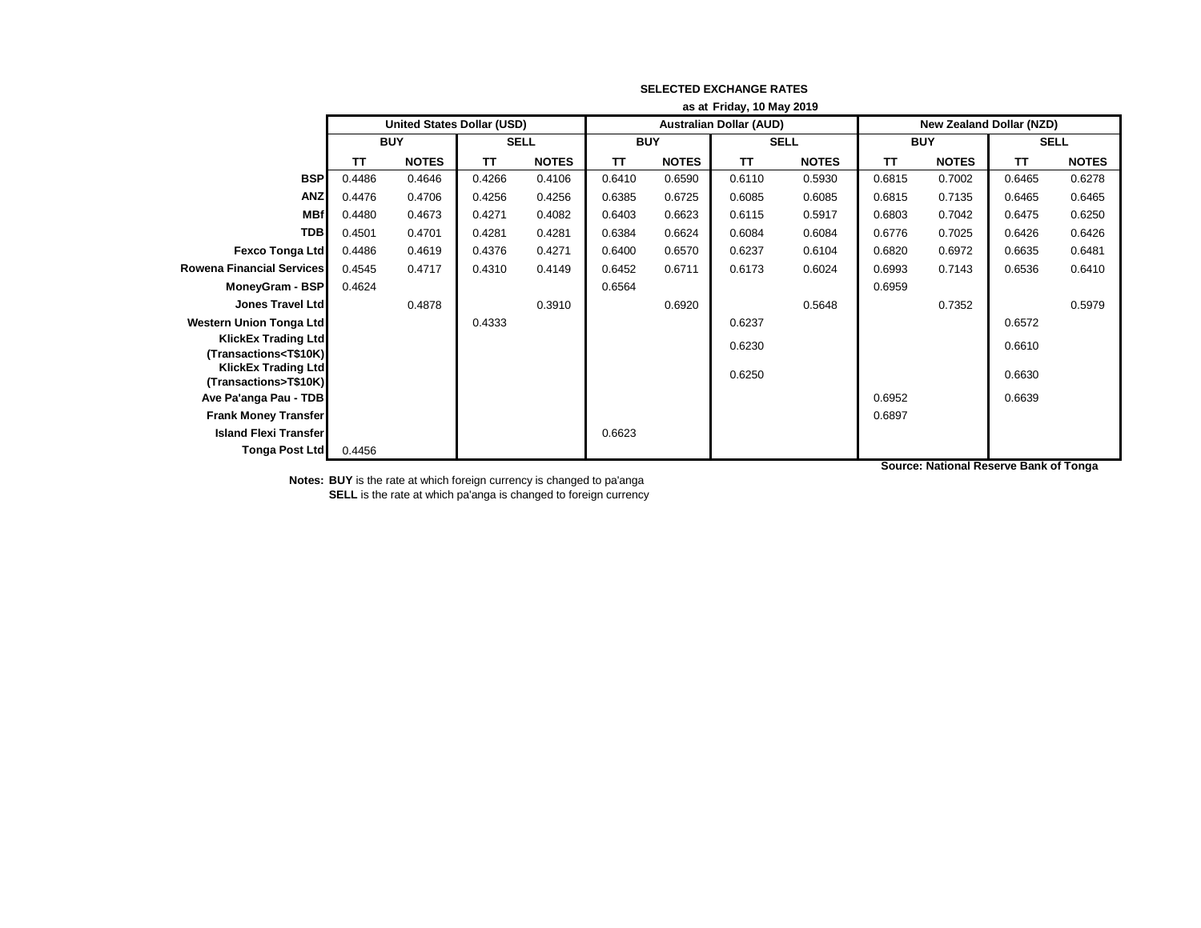**SELECTED EXCHANGE RATES**

**as at Friday, 10 May 2019**

| | United States Dollar (USD) | | | | Australian Dollar (AUD) | | | | New Zealand Dollar (NZD) | | | |
|---|---|---|---|---|---|---|---|---|---|---|---|---|
| | BUY | | SELL | | BUY | | SELL | | BUY | | SELL | |
| | TT | NOTES | TT | NOTES | TT | NOTES | TT | NOTES | TT | NOTES | TT | NOTES |
| **BSP** | 0.4486 | 0.4646 | 0.4266 | 0.4106 | 0.6410 | 0.6590 | 0.6110 | 0.5930 | 0.6815 | 0.7002 | 0.6465 | 0.6278 |
| **ANZ** | 0.4476 | 0.4706 | 0.4256 | 0.4256 | 0.6385 | 0.6725 | 0.6085 | 0.6085 | 0.6815 | 0.7135 | 0.6465 | 0.6465 |
| **MBf** | 0.4480 | 0.4673 | 0.4271 | 0.4082 | 0.6403 | 0.6623 | 0.6115 | 0.5917 | 0.6803 | 0.7042 | 0.6475 | 0.6250 |
| **TDB** | 0.4501 | 0.4701 | 0.4281 | 0.4281 | 0.6384 | 0.6624 | 0.6084 | 0.6084 | 0.6776 | 0.7025 | 0.6426 | 0.6426 |
| **Fexco Tonga Ltd** | 0.4486 | 0.4619 | 0.4376 | 0.4271 | 0.6400 | 0.6570 | 0.6237 | 0.6104 | 0.6820 | 0.6972 | 0.6635 | 0.6481 |
| **Rowena Financial Services** | 0.4545 | 0.4717 | 0.4310 | 0.4149 | 0.6452 | 0.6711 | 0.6173 | 0.6024 | 0.6993 | 0.7143 | 0.6536 | 0.6410 |
| **MoneyGram - BSP** | 0.4624 | | | | 0.6564 | | | | 0.6959 | | | |
| **Jones Travel Ltd** | | 0.4878 | | 0.3910 | | 0.6920 | | 0.5648 | | 0.7352 | | 0.5979 |
| **Western Union Tonga Ltd** | | | 0.4333 | | | | 0.6237 | | | | 0.6572 | |
| **KlickEx Trading Ltd (Transactions<T$10K)** | | | | | | | 0.6230 | | | | 0.6610 | |
| **KlickEx Trading Ltd (Transactions>T$10K)** | | | | | | | 0.6250 | | | | 0.6630 | |
| **Ave Pa'anga Pau - TDB** | | | | | | | | | 0.6952 | | 0.6639 | |
| **Frank Money Transfer** | | | | | | | | | 0.6897 | | | |
| **Island Flexi Transfer** | | | | | 0.6623 | | | | | | | |
| **Tonga Post Ltd** | 0.4456 | | | | | | | | | | | |

**Source: National Reserve Bank of Tonga**

**Notes:** **BUY** is the rate at which foreign currency is changed to pa'anga
**SELL** is the rate at which pa'anga is changed to foreign currency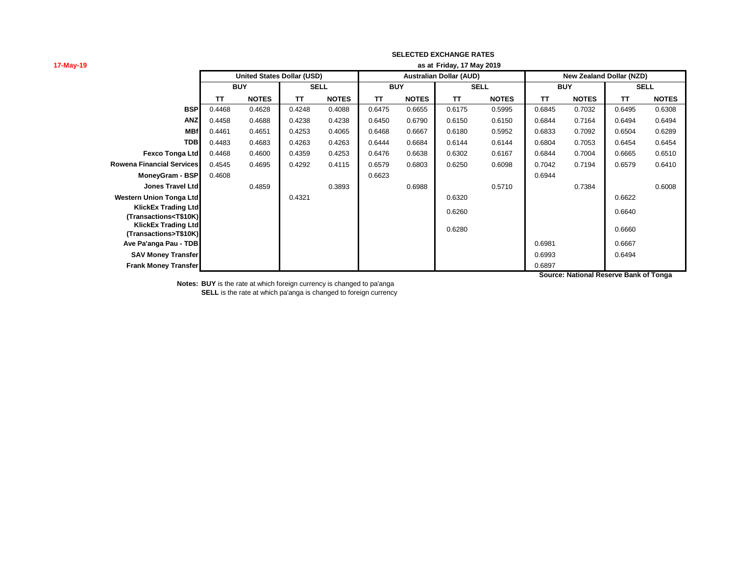17-May-19

**SELECTED EXCHANGE RATES**

**as at Friday, 17 May 2019**

| | United States Dollar (USD) | | | | Australian Dollar (AUD) | | | | New Zealand Dollar (NZD) | | | |
|---|---|---|---|---|---|---|---|---|---|---|---|---|
| | BUY | | SELL | | BUY | | SELL | | BUY | | SELL | |
| | TT | NOTES | TT | NOTES | TT | NOTES | TT | NOTES | TT | NOTES | TT | NOTES |
| **BSP** | 0.4468 | 0.4628 | 0.4248 | 0.4088 | 0.6475 | 0.6655 | 0.6175 | 0.5995 | 0.6845 | 0.7032 | 0.6495 | 0.6308 |
| **ANZ** | 0.4458 | 0.4688 | 0.4238 | 0.4238 | 0.6450 | 0.6790 | 0.6150 | 0.6150 | 0.6844 | 0.7164 | 0.6494 | 0.6494 |
| **MBf** | 0.4461 | 0.4651 | 0.4253 | 0.4065 | 0.6468 | 0.6667 | 0.6180 | 0.5952 | 0.6833 | 0.7092 | 0.6504 | 0.6289 |
| **TDB** | 0.4483 | 0.4683 | 0.4263 | 0.4263 | 0.6444 | 0.6684 | 0.6144 | 0.6144 | 0.6804 | 0.7053 | 0.6454 | 0.6454 |
| **Fexco Tonga Ltd** | 0.4468 | 0.4600 | 0.4359 | 0.4253 | 0.6476 | 0.6638 | 0.6302 | 0.6167 | 0.6844 | 0.7004 | 0.6665 | 0.6510 |
| **Rowena Financial Services** | 0.4545 | 0.4695 | 0.4292 | 0.4115 | 0.6579 | 0.6803 | 0.6250 | 0.6098 | 0.7042 | 0.7194 | 0.6579 | 0.6410 |
| **MoneyGram - BSP** | 0.4608 | | | | 0.6623 | | | | 0.6944 | | | |
| **Jones Travel Ltd** | | 0.4859 | | 0.3893 | | 0.6988 | | 0.5710 | | 0.7384 | | 0.6008 |
| **Western Union Tonga Ltd** | | | 0.4321 | | | | 0.6320 | | | | 0.6622 | |
| **KlickEx Trading Ltd (Transactions<T$10K)** | | | | | | | 0.6260 | | | | 0.6640 | |
| **KlickEx Trading Ltd (Transactions>T$10K)** | | | | | | | 0.6280 | | | | 0.6660 | |
| **Ave Pa'anga Pau - TDB** | | | | | | | | | 0.6981 | | 0.6667 | |
| **SAV Money Transfer** | | | | | | | | | 0.6993 | | 0.6494 | |
| **Frank Money Transfer** | | | | | | | | | 0.6897 | | | |

**Source: National Reserve Bank of Tonga**

**Notes: BUY** is the rate at which foreign currency is changed to pa'anga

**SELL** is the rate at which pa'anga is changed to foreign currency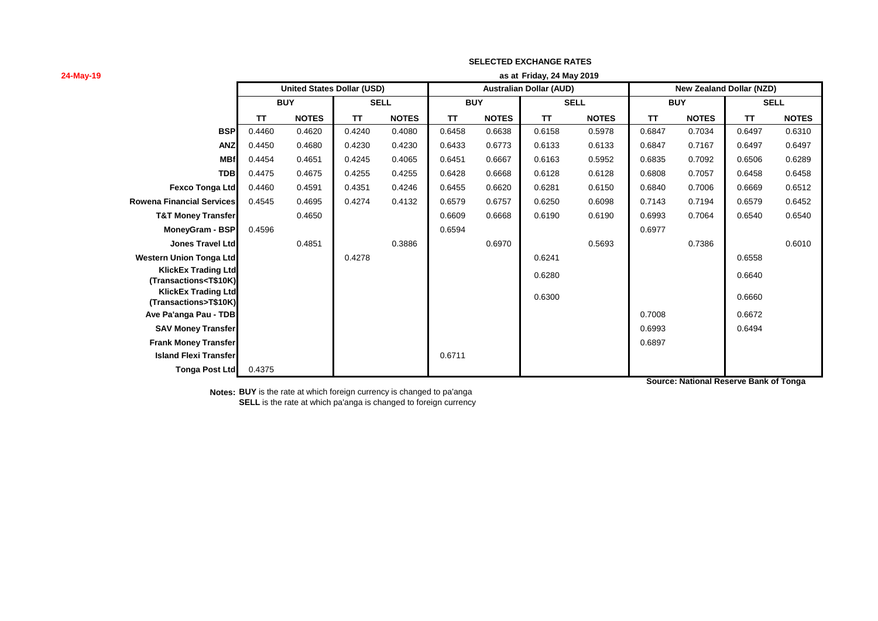24-May-19

**SELECTED EXCHANGE RATES**

**as at Friday, 24 May 2019**

| | United States Dollar (USD) | | | | Australian Dollar (AUD) | | | | New Zealand Dollar (NZD) | | | |
|---|---|---|---|---|---|---|---|---|---|---|---|---|
| | BUY | | SELL | | BUY | | SELL | | BUY | | SELL | |
| | TT | NOTES | TT | NOTES | TT | NOTES | TT | NOTES | TT | NOTES | TT | NOTES |
| **BSP** | 0.4460 | 0.4620 | 0.4240 | 0.4080 | 0.6458 | 0.6638 | 0.6158 | 0.5978 | 0.6847 | 0.7034 | 0.6497 | 0.6310 |
| **ANZ** | 0.4450 | 0.4680 | 0.4230 | 0.4230 | 0.6433 | 0.6773 | 0.6133 | 0.6133 | 0.6847 | 0.7167 | 0.6497 | 0.6497 |
| **MBf** | 0.4454 | 0.4651 | 0.4245 | 0.4065 | 0.6451 | 0.6667 | 0.6163 | 0.5952 | 0.6835 | 0.7092 | 0.6506 | 0.6289 |
| **TDB** | 0.4475 | 0.4675 | 0.4255 | 0.4255 | 0.6428 | 0.6668 | 0.6128 | 0.6128 | 0.6808 | 0.7057 | 0.6458 | 0.6458 |
| **Fexco Tonga Ltd** | 0.4460 | 0.4591 | 0.4351 | 0.4246 | 0.6455 | 0.6620 | 0.6281 | 0.6150 | 0.6840 | 0.7006 | 0.6669 | 0.6512 |
| **Rowena Financial Services** | 0.4545 | 0.4695 | 0.4274 | 0.4132 | 0.6579 | 0.6757 | 0.6250 | 0.6098 | 0.7143 | 0.7194 | 0.6579 | 0.6452 |
| **T&T Money Transfer** | | 0.4650 | | | 0.6609 | 0.6668 | 0.6190 | 0.6190 | 0.6993 | 0.7064 | 0.6540 | 0.6540 |
| **MoneyGram - BSP** | 0.4596 | | | | 0.6594 | | | | 0.6977 | | | |
| **Jones Travel Ltd** | | 0.4851 | | 0.3886 | | 0.6970 | | 0.5693 | | 0.7386 | | 0.6010 |
| **Western Union Tonga Ltd** | | | 0.4278 | | | | 0.6241 | | | | 0.6558 | |
| **KlickEx Trading Ltd (Transactions<T$10K)** | | | | | | | 0.6280 | | | | 0.6640 | |
| **KlickEx Trading Ltd (Transactions>T$10K)** | | | | | | | 0.6300 | | | | 0.6660 | |
| **Ave Pa'anga Pau - TDB** | | | | | | | | | 0.7008 | | 0.6672 | |
| **SAV Money Transfer** | | | | | | | | | 0.6993 | | 0.6494 | |
| **Frank Money Transfer** | | | | | | | | | 0.6897 | | | |
| **Island Flexi Transfer** | | | | | 0.6711 | | | | | | | |
| **Tonga Post Ltd** | 0.4375 | | | | | | | | | | | |

**Source: National Reserve Bank of Tonga**

**Notes:** **BUY** is the rate at which foreign currency is changed to pa'anga
**SELL** is the rate at which pa'anga is changed to foreign currency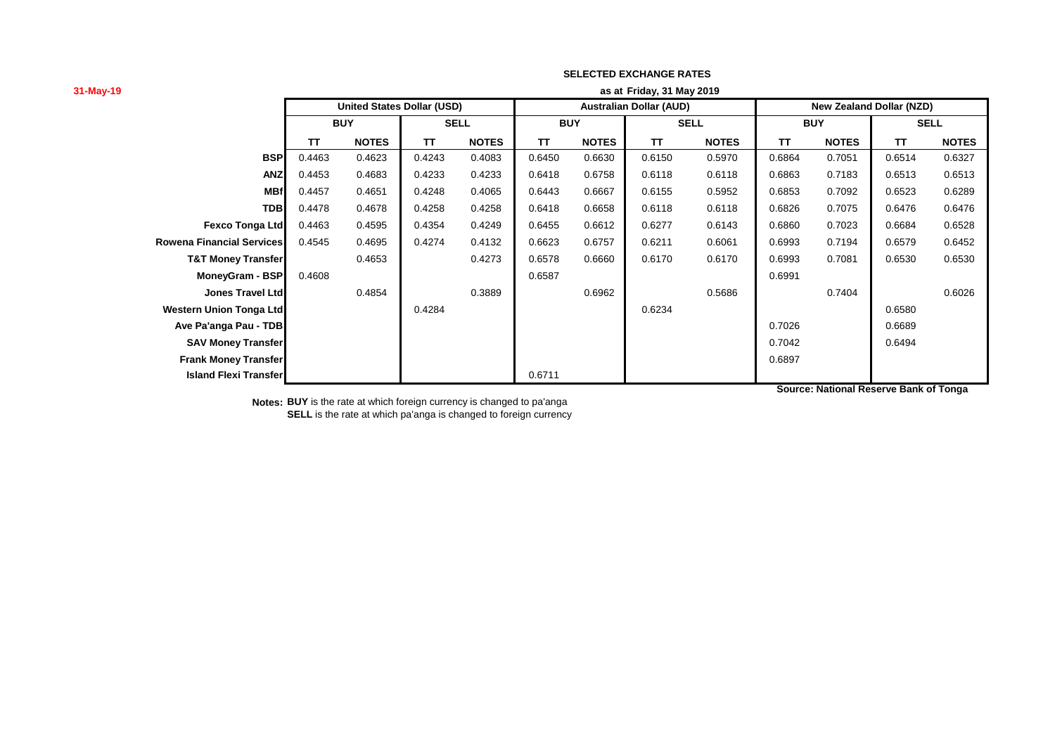31-May-19

## SELECTED EXCHANGE RATES

**as at Friday, 31 May 2019**

| | United States Dollar (USD) | | | | Australian Dollar (AUD) | | | | New Zealand Dollar (NZD) | | | |
|---|---|---|---|---|---|---|---|---|---|---|---|---|
| | BUY | | SELL | | BUY | | SELL | | BUY | | SELL | |
| | TT | NOTES | TT | NOTES | TT | NOTES | TT | NOTES | TT | NOTES | TT | NOTES |
| **BSP** | 0.4463 | 0.4623 | 0.4243 | 0.4083 | 0.6450 | 0.6630 | 0.6150 | 0.5970 | 0.6864 | 0.7051 | 0.6514 | 0.6327 |
| **ANZ** | 0.4453 | 0.4683 | 0.4233 | 0.4233 | 0.6418 | 0.6758 | 0.6118 | 0.6118 | 0.6863 | 0.7183 | 0.6513 | 0.6513 |
| **MBf** | 0.4457 | 0.4651 | 0.4248 | 0.4065 | 0.6443 | 0.6667 | 0.6155 | 0.5952 | 0.6853 | 0.7092 | 0.6523 | 0.6289 |
| **TDB** | 0.4478 | 0.4678 | 0.4258 | 0.4258 | 0.6418 | 0.6658 | 0.6118 | 0.6118 | 0.6826 | 0.7075 | 0.6476 | 0.6476 |
| **Fexco Tonga Ltd** | 0.4463 | 0.4595 | 0.4354 | 0.4249 | 0.6455 | 0.6612 | 0.6277 | 0.6143 | 0.6860 | 0.7023 | 0.6684 | 0.6528 |
| **Rowena Financial Services** | 0.4545 | 0.4695 | 0.4274 | 0.4132 | 0.6623 | 0.6757 | 0.6211 | 0.6061 | 0.6993 | 0.7194 | 0.6579 | 0.6452 |
| **T&T Money Transfer** | | 0.4653 | | 0.4273 | 0.6578 | 0.6660 | 0.6170 | 0.6170 | 0.6993 | 0.7081 | 0.6530 | 0.6530 |
| **MoneyGram - BSP** | 0.4608 | | | | 0.6587 | | | | 0.6991 | | | |
| **Jones Travel Ltd** | | 0.4854 | | 0.3889 | | 0.6962 | | 0.5686 | | 0.7404 | | 0.6026 |
| **Western Union Tonga Ltd** | | | 0.4284 | | | | 0.6234 | | | | 0.6580 | |
| **Ave Pa'anga Pau - TDB** | | | | | | | | | 0.7026 | | 0.6689 | |
| **SAV Money Transfer** | | | | | | | | | 0.7042 | | 0.6494 | |
| **Frank Money Transfer** | | | | | | | | | 0.6897 | | | |
| **Island Flexi Transfer** | | | | | 0.6711 | | | | | | | |

**Source: National Reserve Bank of Tonga**

**Notes:** **BUY** is the rate at which foreign currency is changed to pa'anga
**SELL** is the rate at which pa'anga is changed to foreign currency